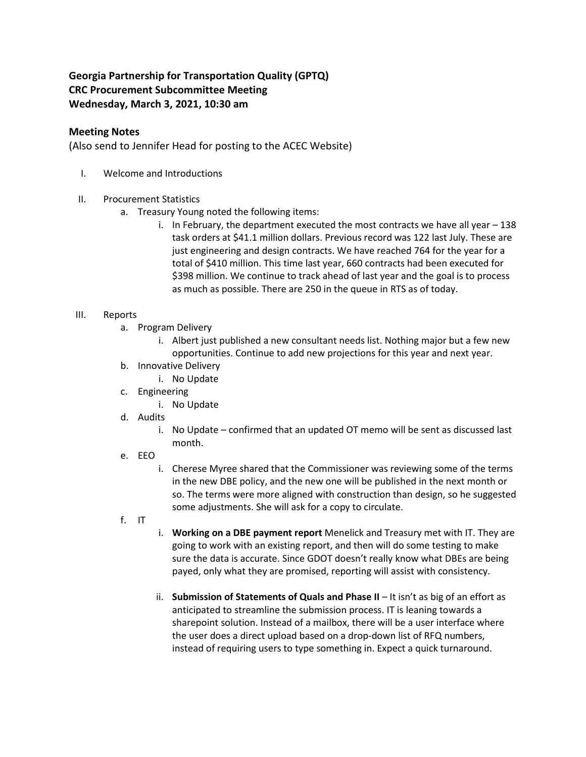**Georgia Partnership for Transportation Quality (GPTQ)**
**CRC Procurement Subcommittee Meeting**
**Wednesday, March 3, 2021, 10:30 am**

## Meeting Notes

(Also send to Jennifer Head for posting to the ACEC Website)

I. Welcome and Introductions

II. Procurement Statistics
   a. Treasury Young noted the following items:
      i. In February, the department executed the most contracts we have all year – 138 task orders at $41.1 million dollars. Previous record was 122 last July. These are just engineering and design contracts. We have reached 764 for the year for a total of $410 million. This time last year, 660 contracts had been executed for $398 million. We continue to track ahead of last year and the goal is to process as much as possible. There are 250 in the queue in RTS as of today.

III. Reports
   a. Program Delivery
      i. Albert just published a new consultant needs list. Nothing major but a few new opportunities. Continue to add new projections for this year and next year.
   b. Innovative Delivery
      i. No Update
   c. Engineering
      i. No Update
   d. Audits
      i. No Update – confirmed that an updated OT memo will be sent as discussed last month.
   e. EEO
      i. Cherese Myree shared that the Commissioner was reviewing some of the terms in the new DBE policy, and the new one will be published in the next month or so. The terms were more aligned with construction than design, so he suggested some adjustments. She will ask for a copy to circulate.
   f. IT
      i. **Working on a DBE payment report** Menelick and Treasury met with IT. They are going to work with an existing report, and then will do some testing to make sure the data is accurate. Since GDOT doesn't really know what DBEs are being payed, only what they are promised, reporting will assist with consistency.

      ii. **Submission of Statements of Quals and Phase II** – It isn't as big of an effort as anticipated to streamline the submission process. IT is leaning towards a sharepoint solution. Instead of a mailbox, there will be a user interface where the user does a direct upload based on a drop-down list of RFQ numbers, instead of requiring users to type something in. Expect a quick turnaround.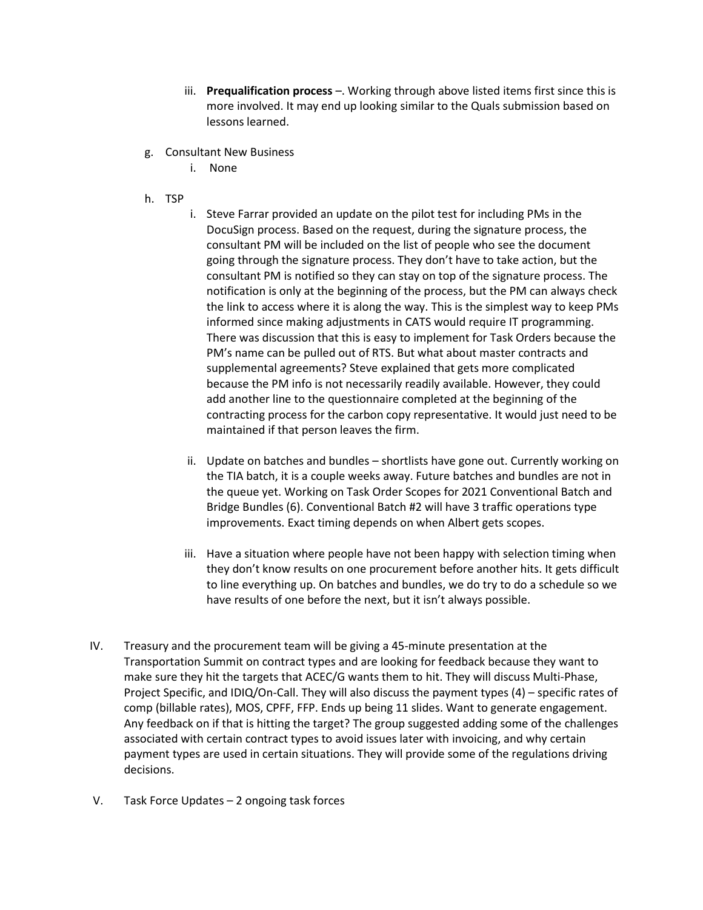iii. **Prequalification process** –. Working through above listed items first since this is more involved. It may end up looking similar to the Quals submission based on lessons learned.

g. Consultant New Business
   i. None

h. TSP
   i. Steve Farrar provided an update on the pilot test for including PMs in the DocuSign process. Based on the request, during the signature process, the consultant PM will be included on the list of people who see the document going through the signature process. They don't have to take action, but the consultant PM is notified so they can stay on top of the signature process. The notification is only at the beginning of the process, but the PM can always check the link to access where it is along the way. This is the simplest way to keep PMs informed since making adjustments in CATS would require IT programming. There was discussion that this is easy to implement for Task Orders because the PM's name can be pulled out of RTS. But what about master contracts and supplemental agreements? Steve explained that gets more complicated because the PM info is not necessarily readily available. However, they could add another line to the questionnaire completed at the beginning of the contracting process for the carbon copy representative. It would just need to be maintained if that person leaves the firm.

   ii. Update on batches and bundles – shortlists have gone out. Currently working on the TIA batch, it is a couple weeks away. Future batches and bundles are not in the queue yet. Working on Task Order Scopes for 2021 Conventional Batch and Bridge Bundles (6). Conventional Batch #2 will have 3 traffic operations type improvements. Exact timing depends on when Albert gets scopes.

   iii. Have a situation where people have not been happy with selection timing when they don't know results on one procurement before another hits. It gets difficult to line everything up. On batches and bundles, we do try to do a schedule so we have results of one before the next, but it isn't always possible.

IV. Treasury and the procurement team will be giving a 45-minute presentation at the Transportation Summit on contract types and are looking for feedback because they want to make sure they hit the targets that ACEC/G wants them to hit. They will discuss Multi-Phase, Project Specific, and IDIQ/On-Call. They will also discuss the payment types (4) – specific rates of comp (billable rates), MOS, CPFF, FFP. Ends up being 11 slides. Want to generate engagement. Any feedback on if that is hitting the target? The group suggested adding some of the challenges associated with certain contract types to avoid issues later with invoicing, and why certain payment types are used in certain situations. They will provide some of the regulations driving decisions.

V. Task Force Updates – 2 ongoing task forces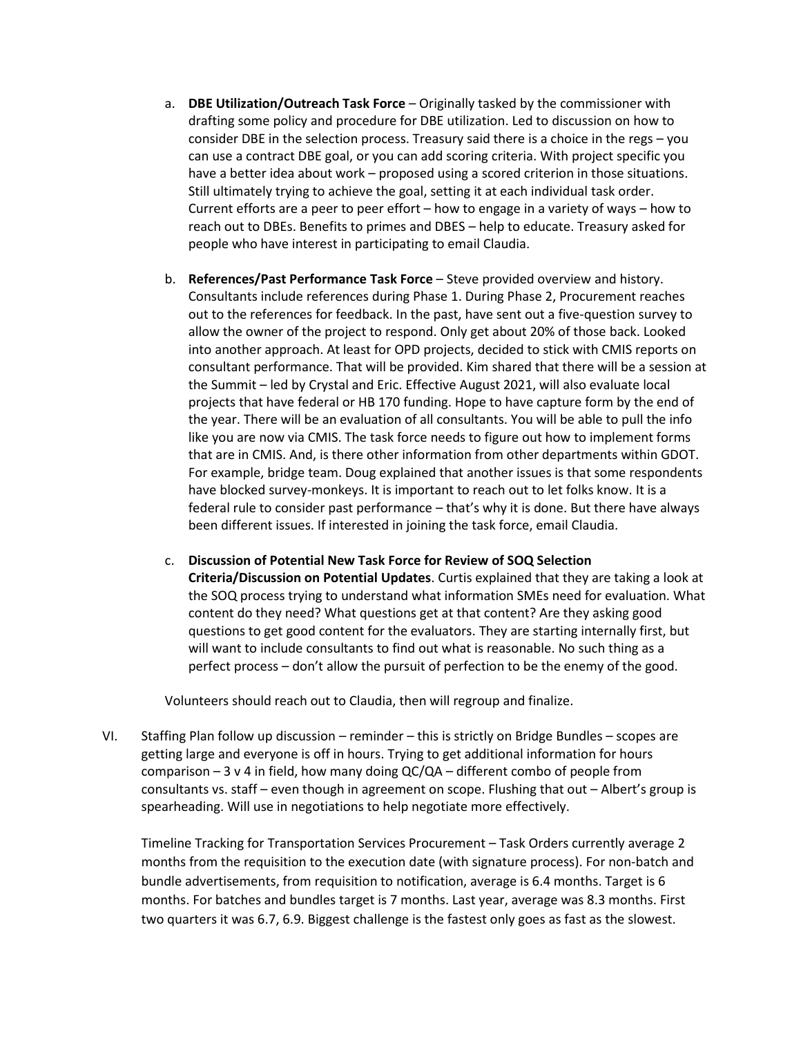a. **DBE Utilization/Outreach Task Force** – Originally tasked by the commissioner with drafting some policy and procedure for DBE utilization. Led to discussion on how to consider DBE in the selection process. Treasury said there is a choice in the regs – you can use a contract DBE goal, or you can add scoring criteria. With project specific you have a better idea about work – proposed using a scored criterion in those situations. Still ultimately trying to achieve the goal, setting it at each individual task order. Current efforts are a peer to peer effort – how to engage in a variety of ways – how to reach out to DBEs. Benefits to primes and DBES – help to educate. Treasury asked for people who have interest in participating to email Claudia.

b. **References/Past Performance Task Force** – Steve provided overview and history. Consultants include references during Phase 1. During Phase 2, Procurement reaches out to the references for feedback. In the past, have sent out a five-question survey to allow the owner of the project to respond. Only get about 20% of those back. Looked into another approach. At least for OPD projects, decided to stick with CMIS reports on consultant performance. That will be provided. Kim shared that there will be a session at the Summit – led by Crystal and Eric. Effective August 2021, will also evaluate local projects that have federal or HB 170 funding. Hope to have capture form by the end of the year. There will be an evaluation of all consultants. You will be able to pull the info like you are now via CMIS. The task force needs to figure out how to implement forms that are in CMIS. And, is there other information from other departments within GDOT. For example, bridge team. Doug explained that another issues is that some respondents have blocked survey-monkeys. It is important to reach out to let folks know. It is a federal rule to consider past performance – that's why it is done. But there have always been different issues. If interested in joining the task force, email Claudia.

c. **Discussion of Potential New Task Force for Review of SOQ Selection Criteria/Discussion on Potential Updates**. Curtis explained that they are taking a look at the SOQ process trying to understand what information SMEs need for evaluation. What content do they need? What questions get at that content? Are they asking good questions to get good content for the evaluators. They are starting internally first, but will want to include consultants to find out what is reasonable. No such thing as a perfect process – don't allow the pursuit of perfection to be the enemy of the good.

Volunteers should reach out to Claudia, then will regroup and finalize.

VI. Staffing Plan follow up discussion – reminder – this is strictly on Bridge Bundles – scopes are getting large and everyone is off in hours. Trying to get additional information for hours comparison – 3 v 4 in field, how many doing QC/QA – different combo of people from consultants vs. staff – even though in agreement on scope. Flushing that out – Albert's group is spearheading. Will use in negotiations to help negotiate more effectively.

Timeline Tracking for Transportation Services Procurement – Task Orders currently average 2 months from the requisition to the execution date (with signature process). For non-batch and bundle advertisements, from requisition to notification, average is 6.4 months. Target is 6 months. For batches and bundles target is 7 months. Last year, average was 8.3 months. First two quarters it was 6.7, 6.9. Biggest challenge is the fastest only goes as fast as the slowest.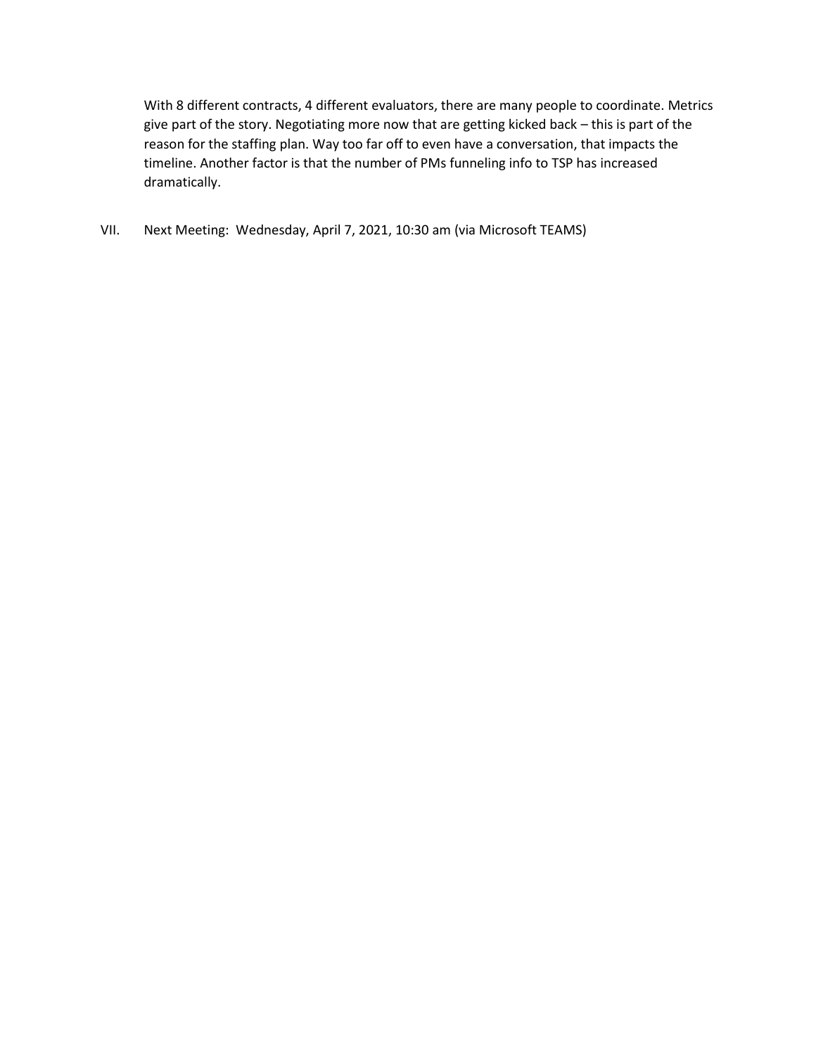With 8 different contracts, 4 different evaluators, there are many people to coordinate. Metrics give part of the story. Negotiating more now that are getting kicked back – this is part of the reason for the staffing plan. Way too far off to even have a conversation, that impacts the timeline. Another factor is that the number of PMs funneling info to TSP has increased dramatically.

VII. Next Meeting: Wednesday, April 7, 2021, 10:30 am (via Microsoft TEAMS)